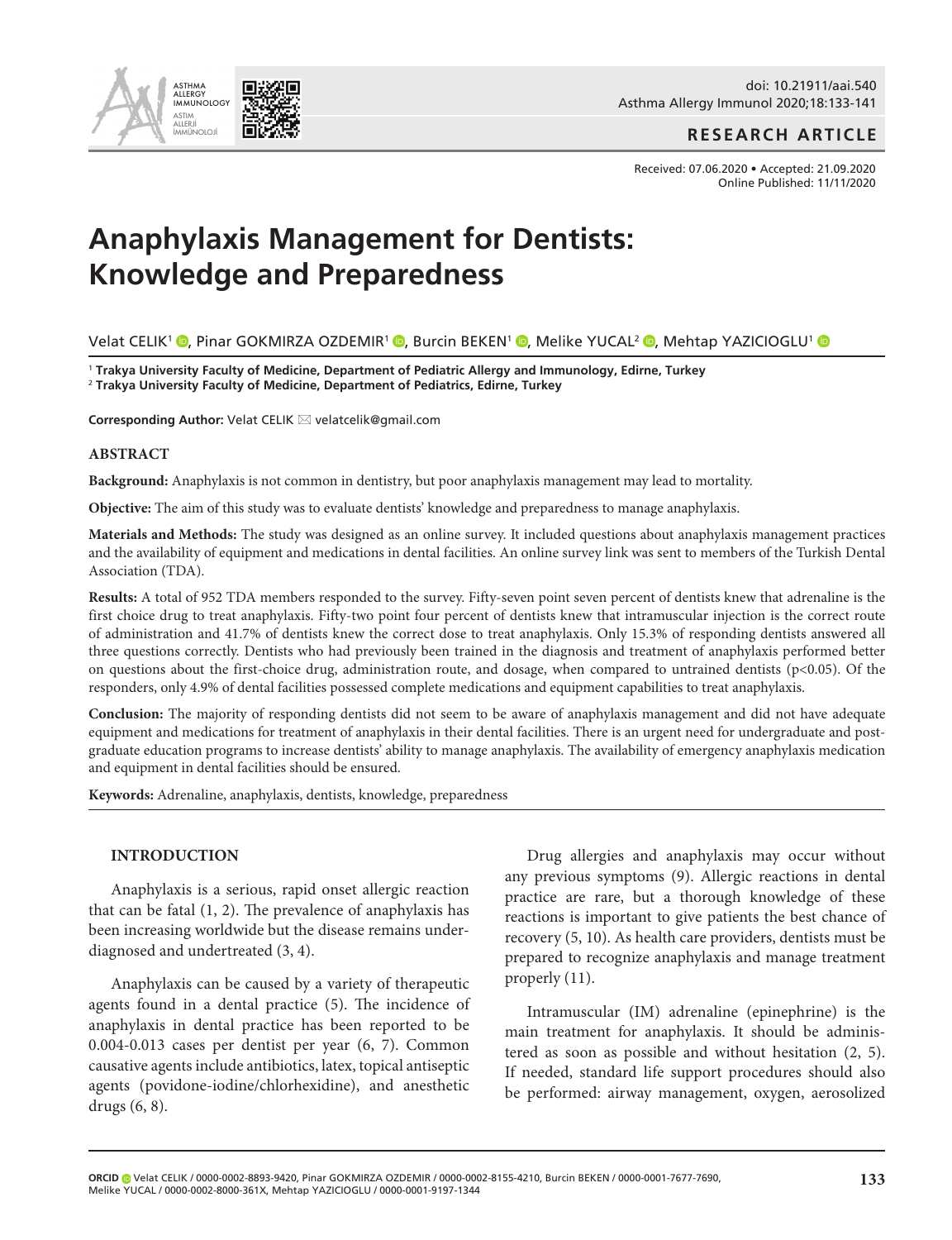RESEARCH ARTICLE

Received: 07.06.2020 • Accepted: 21.09.2020
Online Published: 11/11/2020

# Anaphylaxis Management for Dentists: Knowledge and Preparedness

Velat CELIK[1], Pinar GOKMIRZA OZDEMIR[1], Burcin BEKEN[1], Melike YUCAL[2], Mehtap YAZICIOGLU[1]

[1] **Trakya University Faculty of Medicine, Department of Pediatric Allergy and Immunology, Edirne, Turkey**
[2] **Trakya University Faculty of Medicine, Department of Pediatrics, Edirne, Turkey**

**Corresponding Author:** Velat CELIK ✉ velatcelik@gmail.com

## ABSTRACT

**Background:** Anaphylaxis is not common in dentistry, but poor anaphylaxis management may lead to mortality.

**Objective:** The aim of this study was to evaluate dentists' knowledge and preparedness to manage anaphylaxis.

**Materials and Methods:** The study was designed as an online survey. It included questions about anaphylaxis management practices and the availability of equipment and medications in dental facilities. An online survey link was sent to members of the Turkish Dental Association (TDA).

**Results:** A total of 952 TDA members responded to the survey. Fifty-seven point seven percent of dentists knew that adrenaline is the first choice drug to treat anaphylaxis. Fifty-two point four percent of dentists knew that intramuscular injection is the correct route of administration and 41.7% of dentists knew the correct dose to treat anaphylaxis. Only 15.3% of responding dentists answered all three questions correctly. Dentists who had previously been trained in the diagnosis and treatment of anaphylaxis performed better on questions about the first-choice drug, administration route, and dosage, when compared to untrained dentists ($p<0.05$). Of the responders, only 4.9% of dental facilities possessed complete medications and equipment capabilities to treat anaphylaxis.

**Conclusion:** The majority of responding dentists did not seem to be aware of anaphylaxis management and did not have adequate equipment and medications for treatment of anaphylaxis in their dental facilities. There is an urgent need for undergraduate and post-graduate education programs to increase dentists' ability to manage anaphylaxis. The availability of emergency anaphylaxis medication and equipment in dental facilities should be ensured.

**Keywords:** Adrenaline, anaphylaxis, dentists, knowledge, preparedness

## INTRODUCTION

Anaphylaxis is a serious, rapid onset allergic reaction that can be fatal (1, 2). The prevalence of anaphylaxis has been increasing worldwide but the disease remains under-diagnosed and undertreated (3, 4).

Anaphylaxis can be caused by a variety of therapeutic agents found in a dental practice (5). The incidence of anaphylaxis in dental practice has been reported to be 0.004-0.013 cases per dentist per year (6, 7). Common causative agents include antibiotics, latex, topical antiseptic agents (povidone-iodine/chlorhexidine), and anesthetic drugs (6, 8).

Drug allergies and anaphylaxis may occur without any previous symptoms (9). Allergic reactions in dental practice are rare, but a thorough knowledge of these reactions is important to give patients the best chance of recovery (5, 10). As health care providers, dentists must be prepared to recognize anaphylaxis and manage treatment properly (11).

Intramuscular (IM) adrenaline (epinephrine) is the main treatment for anaphylaxis. It should be administered as soon as possible and without hesitation (2, 5). If needed, standard life support procedures should also be performed: airway management, oxygen, aerosolized

ORCID Velat CELIK / 0000-0002-8893-9420, Pinar GOKMIRZA OZDEMIR / 0000-0002-8155-4210, Burcin BEKEN / 0000-0001-7677-7690, Melike YUCAL / 0000-0002-8000-361X, Mehtap YAZICIOGLU / 0000-0001-9197-1344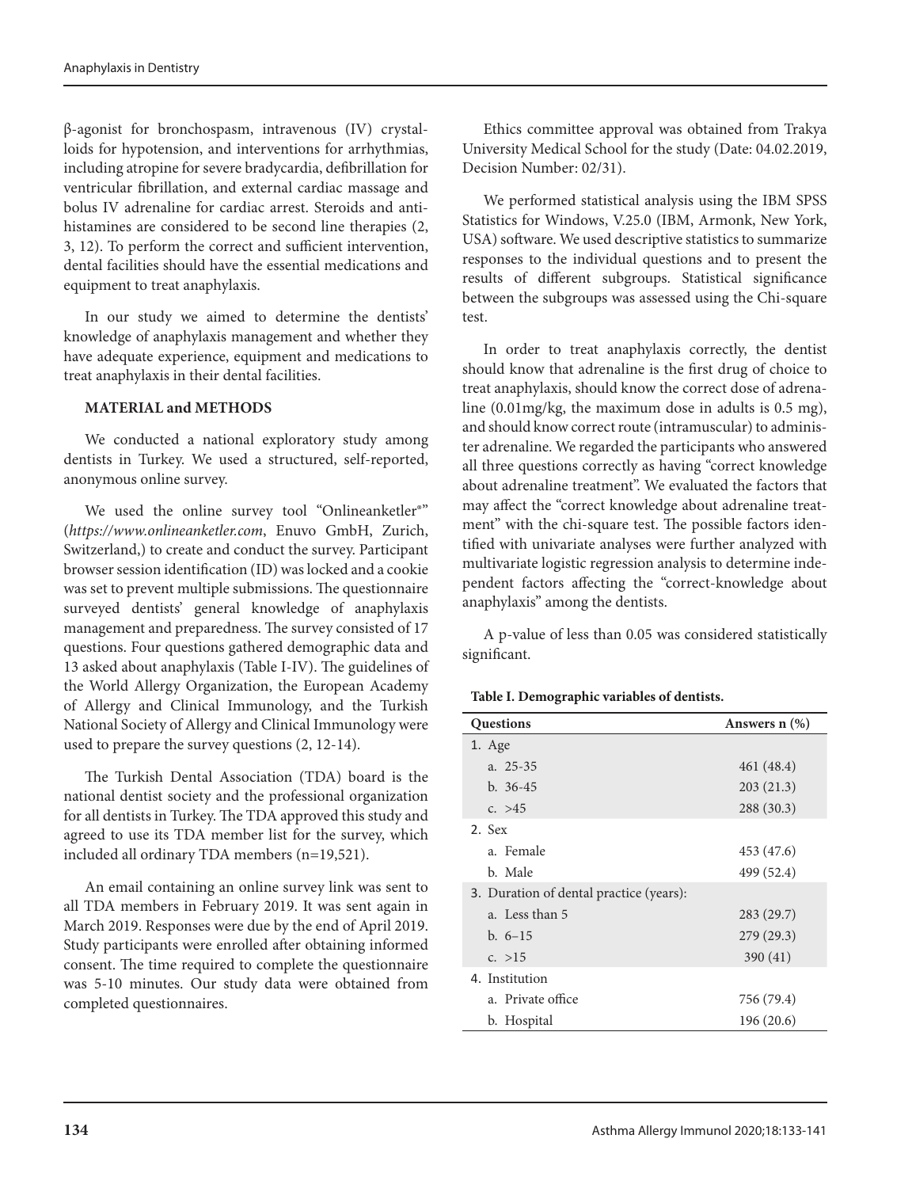β-agonist for bronchospasm, intravenous (IV) crystalloids for hypotension, and interventions for arrhythmias, including atropine for severe bradycardia, defibrillation for ventricular fibrillation, and external cardiac massage and bolus IV adrenaline for cardiac arrest. Steroids and antihistamines are considered to be second line therapies (2, 3, 12). To perform the correct and sufficient intervention, dental facilities should have the essential medications and equipment to treat anaphylaxis.

In our study we aimed to determine the dentists' knowledge of anaphylaxis management and whether they have adequate experience, equipment and medications to treat anaphylaxis in their dental facilities.

**MATERIAL and METHODS**

We conducted a national exploratory study among dentists in Turkey. We used a structured, self-reported, anonymous online survey.

We used the online survey tool "Onlineanketler®" (*https://www.onlineanketler.com*, Enuvo GmbH, Zurich, Switzerland,) to create and conduct the survey. Participant browser session identification (ID) was locked and a cookie was set to prevent multiple submissions. The questionnaire surveyed dentists' general knowledge of anaphylaxis management and preparedness. The survey consisted of 17 questions. Four questions gathered demographic data and 13 asked about anaphylaxis (Table I-IV). The guidelines of the World Allergy Organization, the European Academy of Allergy and Clinical Immunology, and the Turkish National Society of Allergy and Clinical Immunology were used to prepare the survey questions (2, 12-14).

The Turkish Dental Association (TDA) board is the national dentist society and the professional organization for all dentists in Turkey. The TDA approved this study and agreed to use its TDA member list for the survey, which included all ordinary TDA members (n=19,521).

An email containing an online survey link was sent to all TDA members in February 2019. It was sent again in March 2019. Responses were due by the end of April 2019. Study participants were enrolled after obtaining informed consent. The time required to complete the questionnaire was 5-10 minutes. Our study data were obtained from completed questionnaires.

Ethics committee approval was obtained from Trakya University Medical School for the study (Date: 04.02.2019, Decision Number: 02/31).

We performed statistical analysis using the IBM SPSS Statistics for Windows, V.25.0 (IBM, Armonk, New York, USA) software. We used descriptive statistics to summarize responses to the individual questions and to present the results of different subgroups. Statistical significance between the subgroups was assessed using the Chi-square test.

In order to treat anaphylaxis correctly, the dentist should know that adrenaline is the first drug of choice to treat anaphylaxis, should know the correct dose of adrenaline (0.01mg/kg, the maximum dose in adults is 0.5 mg), and should know correct route (intramuscular) to administer adrenaline. We regarded the participants who answered all three questions correctly as having "correct knowledge about adrenaline treatment". We evaluated the factors that may affect the "correct knowledge about adrenaline treatment" with the chi-square test. The possible factors identified with univariate analyses were further analyzed with multivariate logistic regression analysis to determine independent factors affecting the "correct-knowledge about anaphylaxis" among the dentists.

A p-value of less than 0.05 was considered statistically significant.

**Table I. Demographic variables of dentists.**

| Questions | Answers n (%) |
|---|---|
| 1. Age | |
| a. 25-35 | 461 (48.4) |
| b. 36-45 | 203 (21.3) |
| c. >45 | 288 (30.3) |
| 2. Sex | |
| a. Female | 453 (47.6) |
| b. Male | 499 (52.4) |
| 3. Duration of dental practice (years): | |
| a. Less than 5 | 283 (29.7) |
| b. 6–15 | 279 (29.3) |
| c. >15 | 390 (41) |
| 4. Institution | |
| a. Private office | 756 (79.4) |
| b. Hospital | 196 (20.6) |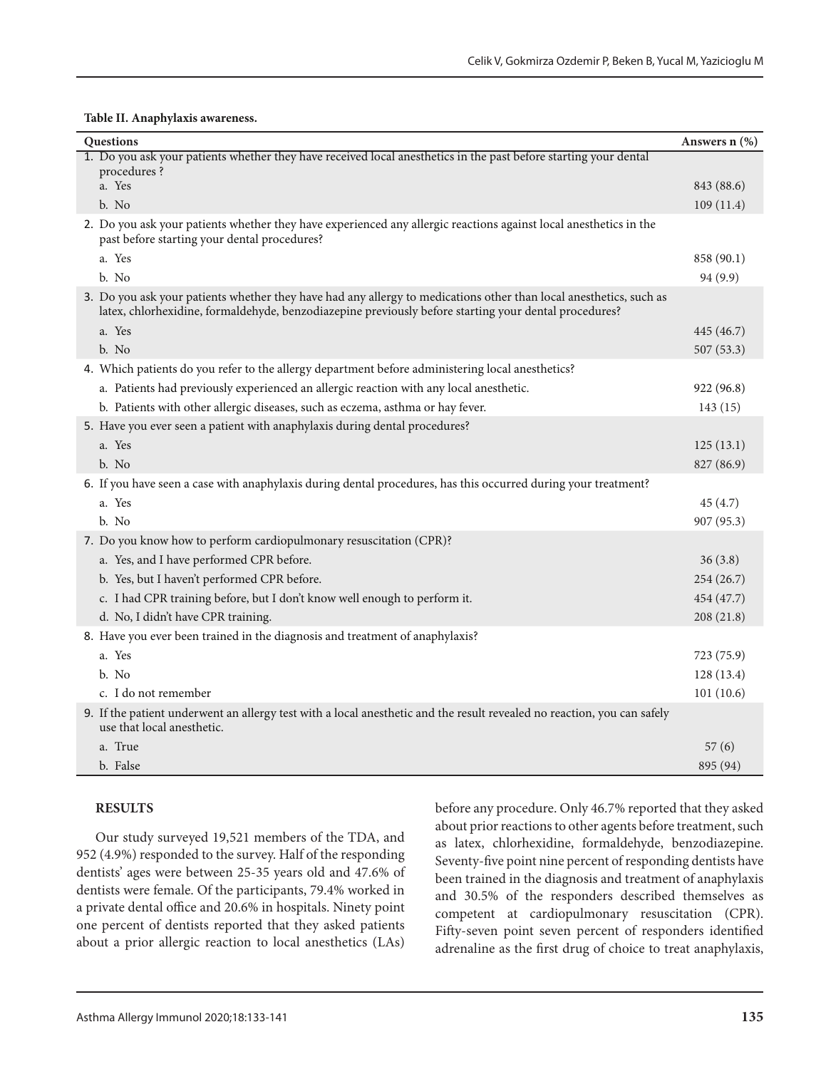**Table II. Anaphylaxis awareness.**

| Questions | Answers n (%) |
|---|---|
| 1. Do you ask your patients whether they have received local anesthetics in the past before starting your dental procedures ? | |
| a. Yes | 843 (88.6) |
| b. No | 109 (11.4) |
| 2. Do you ask your patients whether they have experienced any allergic reactions against local anesthetics in the past before starting your dental procedures? | |
| a. Yes | 858 (90.1) |
| b. No | 94 (9.9) |
| 3. Do you ask your patients whether they have had any allergy to medications other than local anesthetics, such as latex, chlorhexidine, formaldehyde, benzodiazepine previously before starting your dental procedures? | |
| a. Yes | 445 (46.7) |
| b. No | 507 (53.3) |
| 4. Which patients do you refer to the allergy department before administering local anesthetics? | |
| a. Patients had previously experienced an allergic reaction with any local anesthetic. | 922 (96.8) |
| b. Patients with other allergic diseases, such as eczema, asthma or hay fever. | 143 (15) |
| 5. Have you ever seen a patient with anaphylaxis during dental procedures? | |
| a. Yes | 125 (13.1) |
| b. No | 827 (86.9) |
| 6. If you have seen a case with anaphylaxis during dental procedures, has this occurred during your treatment? | |
| a. Yes | 45 (4.7) |
| b. No | 907 (95.3) |
| 7. Do you know how to perform cardiopulmonary resuscitation (CPR)? | |
| a. Yes, and I have performed CPR before. | 36 (3.8) |
| b. Yes, but I haven't performed CPR before. | 254 (26.7) |
| c. I had CPR training before, but I don't know well enough to perform it. | 454 (47.7) |
| d. No, I didn't have CPR training. | 208 (21.8) |
| 8. Have you ever been trained in the diagnosis and treatment of anaphylaxis? | |
| a. Yes | 723 (75.9) |
| b. No | 128 (13.4) |
| c. I do not remember | 101 (10.6) |
| 9. If the patient underwent an allergy test with a local anesthetic and the result revealed no reaction, you can safely use that local anesthetic. | |
| a. True | 57 (6) |
| b. False | 895 (94) |

## RESULTS

Our study surveyed 19,521 members of the TDA, and 952 (4.9%) responded to the survey. Half of the responding dentists' ages were between 25-35 years old and 47.6% of dentists were female. Of the participants, 79.4% worked in a private dental office and 20.6% in hospitals. Ninety point one percent of dentists reported that they asked patients about a prior allergic reaction to local anesthetics (LAs) before any procedure. Only 46.7% reported that they asked about prior reactions to other agents before treatment, such as latex, chlorhexidine, formaldehyde, benzodiazepine. Seventy-five point nine percent of responding dentists have been trained in the diagnosis and treatment of anaphylaxis and 30.5% of the responders described themselves as competent at cardiopulmonary resuscitation (CPR). Fifty-seven point seven percent of responders identified adrenaline as the first drug of choice to treat anaphylaxis,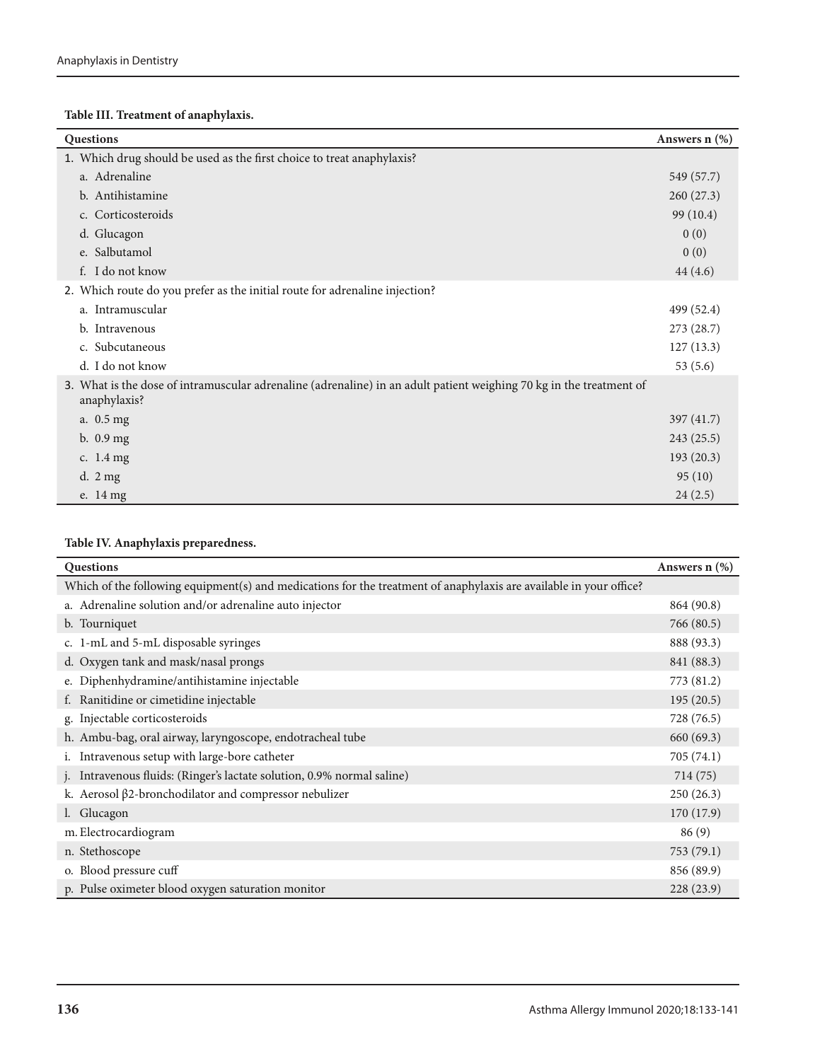**Table III. Treatment of anaphylaxis.**

| Questions | Answers n (%) |
| --- | --- |
| 1. Which drug should be used as the first choice to treat anaphylaxis? | |
| a. Adrenaline | 549 (57.7) |
| b. Antihistamine | 260 (27.3) |
| c. Corticosteroids | 99 (10.4) |
| d. Glucagon | 0 (0) |
| e. Salbutamol | 0 (0) |
| f. I do not know | 44 (4.6) |
| 2. Which route do you prefer as the initial route for adrenaline injection? | |
| a. Intramuscular | 499 (52.4) |
| b. Intravenous | 273 (28.7) |
| c. Subcutaneous | 127 (13.3) |
| d. I do not know | 53 (5.6) |
| 3. What is the dose of intramuscular adrenaline (adrenaline) in an adult patient weighing 70 kg in the treatment of anaphylaxis? | |
| a. 0.5 mg | 397 (41.7) |
| b. 0.9 mg | 243 (25.5) |
| c. 1.4 mg | 193 (20.3) |
| d. 2 mg | 95 (10) |
| e. 14 mg | 24 (2.5) |

**Table IV. Anaphylaxis preparedness.**

| Questions | Answers n (%) |
| --- | --- |
| Which of the following equipment(s) and medications for the treatment of anaphylaxis are available in your office? | |
| a. Adrenaline solution and/or adrenaline auto injector | 864 (90.8) |
| b. Tourniquet | 766 (80.5) |
| c. 1-mL and 5-mL disposable syringes | 888 (93.3) |
| d. Oxygen tank and mask/nasal prongs | 841 (88.3) |
| e. Diphenhydramine/antihistamine injectable | 773 (81.2) |
| f. Ranitidine or cimetidine injectable | 195 (20.5) |
| g. Injectable corticosteroids | 728 (76.5) |
| h. Ambu-bag, oral airway, laryngoscope, endotracheal tube | 660 (69.3) |
| i. Intravenous setup with large-bore catheter | 705 (74.1) |
| j. Intravenous fluids: (Ringer's lactate solution, 0.9% normal saline) | 714 (75) |
| k. Aerosol β2-bronchodilator and compressor nebulizer | 250 (26.3) |
| l. Glucagon | 170 (17.9) |
| m. Electrocardiogram | 86 (9) |
| n. Stethoscope | 753 (79.1) |
| o. Blood pressure cuff | 856 (89.9) |
| p. Pulse oximeter blood oxygen saturation monitor | 228 (23.9) |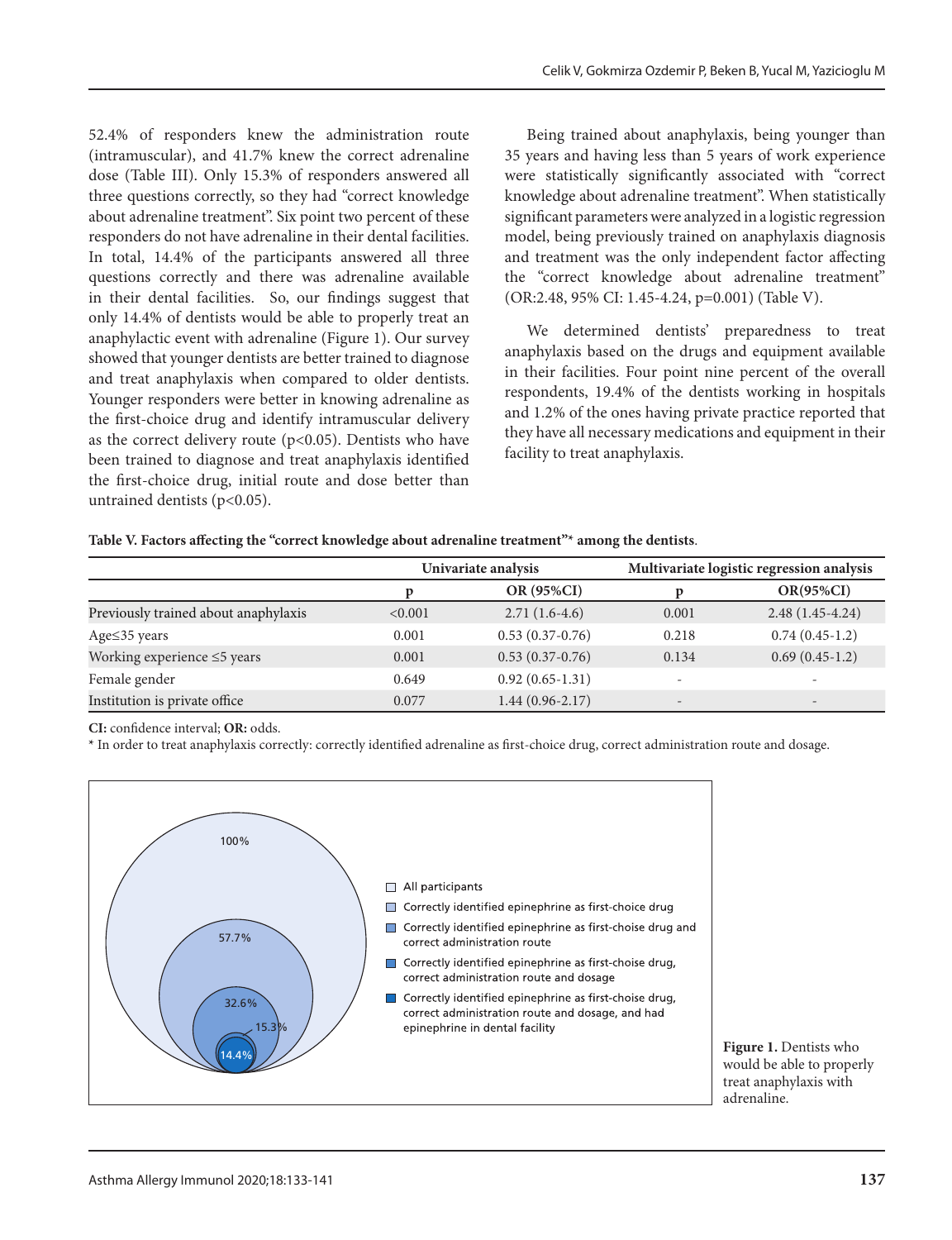52.4% of responders knew the administration route (intramuscular), and 41.7% knew the correct adrenaline dose (Table III). Only 15.3% of responders answered all three questions correctly, so they had "correct knowledge about adrenaline treatment". Six point two percent of these responders do not have adrenaline in their dental facilities. In total, 14.4% of the participants answered all three questions correctly and there was adrenaline available in their dental facilities. So, our findings suggest that only 14.4% of dentists would be able to properly treat an anaphylactic event with adrenaline (Figure 1). Our survey showed that younger dentists are better trained to diagnose and treat anaphylaxis when compared to older dentists. Younger responders were better in knowing adrenaline as the first-choice drug and identify intramuscular delivery as the correct delivery route ($p<0.05$). Dentists who have been trained to diagnose and treat anaphylaxis identified the first-choice drug, initial route and dose better than untrained dentists ($p<0.05$).

Being trained about anaphylaxis, being younger than 35 years and having less than 5 years of work experience were statistically significantly associated with "correct knowledge about adrenaline treatment". When statistically significant parameters were analyzed in a logistic regression model, being previously trained on anaphylaxis diagnosis and treatment was the only independent factor affecting the "correct knowledge about adrenaline treatment" (OR:2.48, 95% CI: 1.45-4.24, p=0.001) (Table V).

We determined dentists' preparedness to treat anaphylaxis based on the drugs and equipment available in their facilities. Four point nine percent of the overall respondents, 19.4% of the dentists working in hospitals and 1.2% of the ones having private practice reported that they have all necessary medications and equipment in their facility to treat anaphylaxis.

**Table V. Factors affecting the "correct knowledge about adrenaline treatment"* among the dentists.**

| | Univariate analysis | | Multivariate logistic regression analysis | |
|---|---|---|---|---|
| | **p** | **OR (95%CI)** | **p** | **OR(95%CI)** |
| Previously trained about anaphylaxis | <0.001 | 2.71 (1.6-4.6) | 0.001 | 2.48 (1.45-4.24) |
| Age≤35 years | 0.001 | 0.53 (0.37-0.76) | 0.218 | 0.74 (0.45-1.2) |
| Working experience ≤5 years | 0.001 | 0.53 (0.37-0.76) | 0.134 | 0.69 (0.45-1.2) |
| Female gender | 0.649 | 0.92 (0.65-1.31) | - | - |
| Institution is private office | 0.077 | 1.44 (0.96-2.17) | - | - |

**CI:** confidence interval; **OR:** odds.

* In order to treat anaphylaxis correctly: correctly identified adrenaline as first-choice drug, correct administration route and dosage.

100%

57.7%

32.6%

15.3%

14.4%

All participants

Correctly identified epinephrine as first-choice drug

Correctly identified epinephrine as first-choise drug and correct administration route

Correctly identified epinephrine as first-choise drug, correct administration route and dosage

Correctly identified epinephrine as first-choise drug, correct administration route and dosage, and had epinephrine in dental facility

**Figure 1.** Dentists who would be able to properly treat anaphylaxis with adrenaline.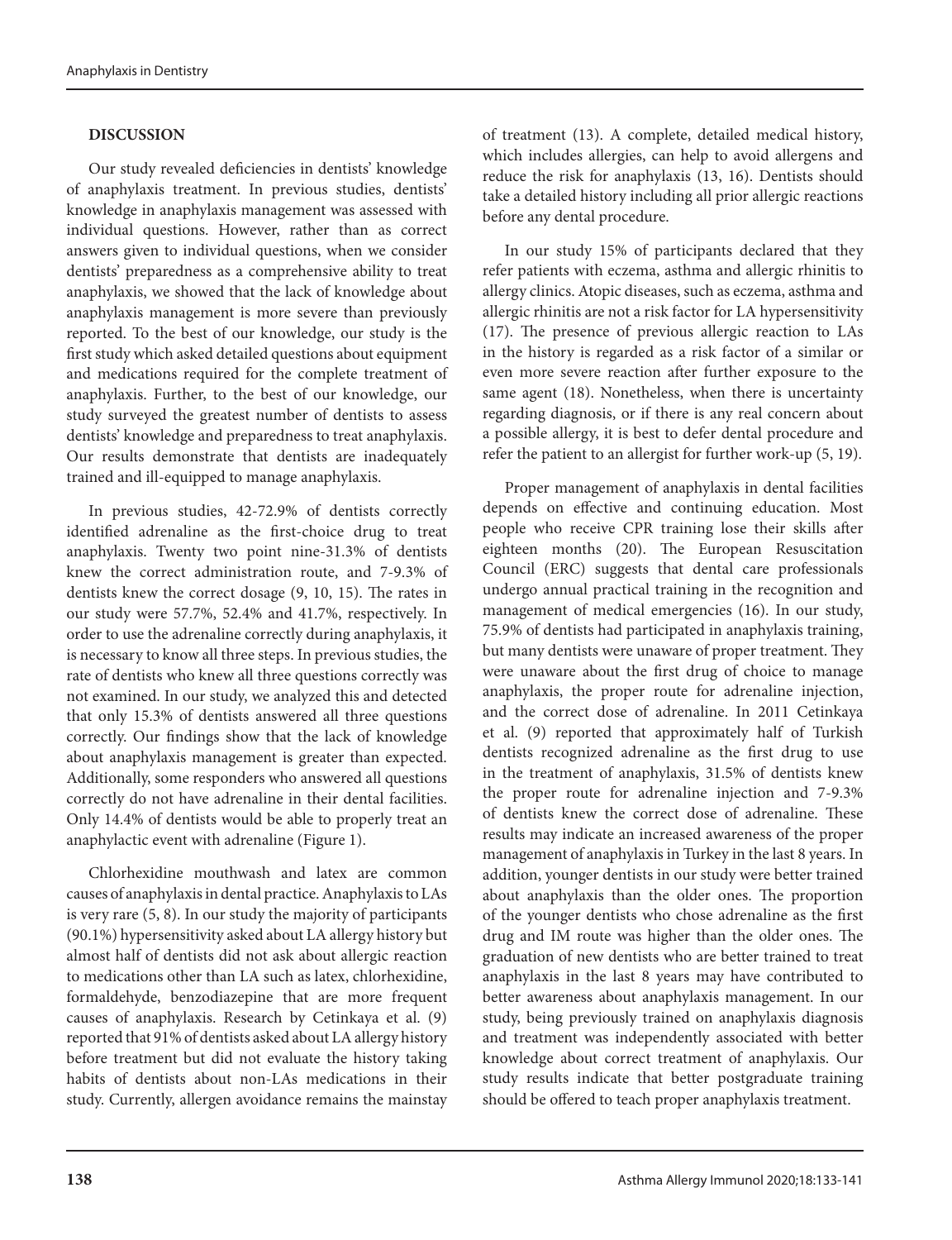## DISCUSSION

Our study revealed deficiencies in dentists' knowledge of anaphylaxis treatment. In previous studies, dentists' knowledge in anaphylaxis management was assessed with individual questions. However, rather than as correct answers given to individual questions, when we consider dentists' preparedness as a comprehensive ability to treat anaphylaxis, we showed that the lack of knowledge about anaphylaxis management is more severe than previously reported. To the best of our knowledge, our study is the first study which asked detailed questions about equipment and medications required for the complete treatment of anaphylaxis. Further, to the best of our knowledge, our study surveyed the greatest number of dentists to assess dentists' knowledge and preparedness to treat anaphylaxis. Our results demonstrate that dentists are inadequately trained and ill-equipped to manage anaphylaxis.

In previous studies, 42-72.9% of dentists correctly identified adrenaline as the first-choice drug to treat anaphylaxis. Twenty two point nine-31.3% of dentists knew the correct administration route, and 7-9.3% of dentists knew the correct dosage (9, 10, 15). The rates in our study were 57.7%, 52.4% and 41.7%, respectively. In order to use the adrenaline correctly during anaphylaxis, it is necessary to know all three steps. In previous studies, the rate of dentists who knew all three questions correctly was not examined. In our study, we analyzed this and detected that only 15.3% of dentists answered all three questions correctly. Our findings show that the lack of knowledge about anaphylaxis management is greater than expected. Additionally, some responders who answered all questions correctly do not have adrenaline in their dental facilities. Only 14.4% of dentists would be able to properly treat an anaphylactic event with adrenaline (Figure 1).

Chlorhexidine mouthwash and latex are common causes of anaphylaxis in dental practice. Anaphylaxis to LAs is very rare (5, 8). In our study the majority of participants (90.1%) hypersensitivity asked about LA allergy history but almost half of dentists did not ask about allergic reaction to medications other than LA such as latex, chlorhexidine, formaldehyde, benzodiazepine that are more frequent causes of anaphylaxis. Research by Cetinkaya et al. (9) reported that 91% of dentists asked about LA allergy history before treatment but did not evaluate the history taking habits of dentists about non-LAs medications in their study. Currently, allergen avoidance remains the mainstay of treatment (13). A complete, detailed medical history, which includes allergies, can help to avoid allergens and reduce the risk for anaphylaxis (13, 16). Dentists should take a detailed history including all prior allergic reactions before any dental procedure.

In our study 15% of participants declared that they refer patients with eczema, asthma and allergic rhinitis to allergy clinics. Atopic diseases, such as eczema, asthma and allergic rhinitis are not a risk factor for LA hypersensitivity (17). The presence of previous allergic reaction to LAs in the history is regarded as a risk factor of a similar or even more severe reaction after further exposure to the same agent (18). Nonetheless, when there is uncertainty regarding diagnosis, or if there is any real concern about a possible allergy, it is best to defer dental procedure and refer the patient to an allergist for further work-up (5, 19).

Proper management of anaphylaxis in dental facilities depends on effective and continuing education. Most people who receive CPR training lose their skills after eighteen months (20). The European Resuscitation Council (ERC) suggests that dental care professionals undergo annual practical training in the recognition and management of medical emergencies (16). In our study, 75.9% of dentists had participated in anaphylaxis training, but many dentists were unaware of proper treatment. They were unaware about the first drug of choice to manage anaphylaxis, the proper route for adrenaline injection, and the correct dose of adrenaline. In 2011 Cetinkaya et al. (9) reported that approximately half of Turkish dentists recognized adrenaline as the first drug to use in the treatment of anaphylaxis, 31.5% of dentists knew the proper route for adrenaline injection and 7-9.3% of dentists knew the correct dose of adrenaline. These results may indicate an increased awareness of the proper management of anaphylaxis in Turkey in the last 8 years. In addition, younger dentists in our study were better trained about anaphylaxis than the older ones. The proportion of the younger dentists who chose adrenaline as the first drug and IM route was higher than the older ones. The graduation of new dentists who are better trained to treat anaphylaxis in the last 8 years may have contributed to better awareness about anaphylaxis management. In our study, being previously trained on anaphylaxis diagnosis and treatment was independently associated with better knowledge about correct treatment of anaphylaxis. Our study results indicate that better postgraduate training should be offered to teach proper anaphylaxis treatment.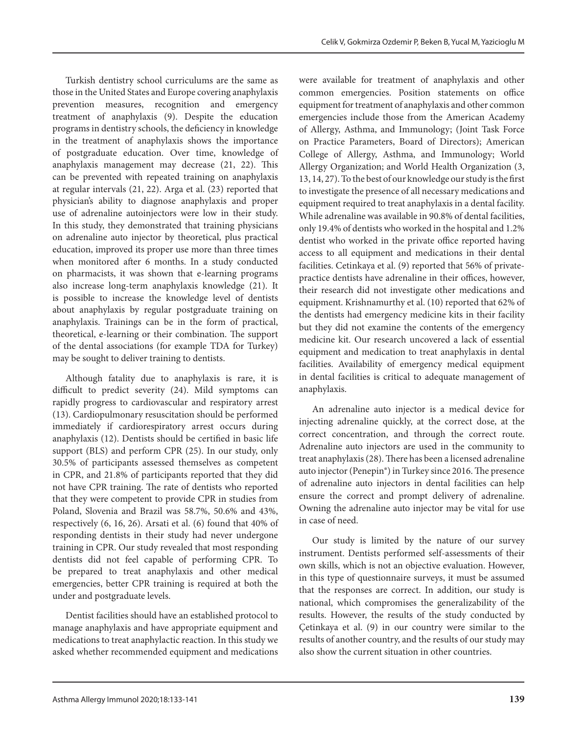Turkish dentistry school curriculums are the same as those in the United States and Europe covering anaphylaxis prevention measures, recognition and emergency treatment of anaphylaxis (9). Despite the education programs in dentistry schools, the deficiency in knowledge in the treatment of anaphylaxis shows the importance of postgraduate education. Over time, knowledge of anaphylaxis management may decrease (21, 22). This can be prevented with repeated training on anaphylaxis at regular intervals (21, 22). Arga et al. (23) reported that physician's ability to diagnose anaphylaxis and proper use of adrenaline autoinjectors were low in their study. In this study, they demonstrated that training physicians on adrenaline auto injector by theoretical, plus practical education, improved its proper use more than three times when monitored after 6 months. In a study conducted on pharmacists, it was shown that e-learning programs also increase long-term anaphylaxis knowledge (21). It is possible to increase the knowledge level of dentists about anaphylaxis by regular postgraduate training on anaphylaxis. Trainings can be in the form of practical, theoretical, e-learning or their combination. The support of the dental associations (for example TDA for Turkey) may be sought to deliver training to dentists.

Although fatality due to anaphylaxis is rare, it is difficult to predict severity (24). Mild symptoms can rapidly progress to cardiovascular and respiratory arrest (13). Cardiopulmonary resuscitation should be performed immediately if cardiorespiratory arrest occurs during anaphylaxis (12). Dentists should be certified in basic life support (BLS) and perform CPR (25). In our study, only 30.5% of participants assessed themselves as competent in CPR, and 21.8% of participants reported that they did not have CPR training. The rate of dentists who reported that they were competent to provide CPR in studies from Poland, Slovenia and Brazil was 58.7%, 50.6% and 43%, respectively (6, 16, 26). Arsati et al. (6) found that 40% of responding dentists in their study had never undergone training in CPR. Our study revealed that most responding dentists did not feel capable of performing CPR. To be prepared to treat anaphylaxis and other medical emergencies, better CPR training is required at both the under and postgraduate levels.

Dentist facilities should have an established protocol to manage anaphylaxis and have appropriate equipment and medications to treat anaphylactic reaction. In this study we asked whether recommended equipment and medications were available for treatment of anaphylaxis and other common emergencies. Position statements on office equipment for treatment of anaphylaxis and other common emergencies include those from the American Academy of Allergy, Asthma, and Immunology; (Joint Task Force on Practice Parameters, Board of Directors); American College of Allergy, Asthma, and Immunology; World Allergy Organization; and World Health Organization (3, 13, 14, 27). To the best of our knowledge our study is the first to investigate the presence of all necessary medications and equipment required to treat anaphylaxis in a dental facility. While adrenaline was available in 90.8% of dental facilities, only 19.4% of dentists who worked in the hospital and 1.2% dentist who worked in the private office reported having access to all equipment and medications in their dental facilities. Cetinkaya et al. (9) reported that 56% of private-practice dentists have adrenaline in their offices, however, their research did not investigate other medications and equipment. Krishnamurthy et al. (10) reported that 62% of the dentists had emergency medicine kits in their facility but they did not examine the contents of the emergency medicine kit. Our research uncovered a lack of essential equipment and medication to treat anaphylaxis in dental facilities. Availability of emergency medical equipment in dental facilities is critical to adequate management of anaphylaxis.

An adrenaline auto injector is a medical device for injecting adrenaline quickly, at the correct dose, at the correct concentration, and through the correct route. Adrenaline auto injectors are used in the community to treat anaphylaxis (28). There has been a licensed adrenaline auto injector (Penepin®) in Turkey since 2016. The presence of adrenaline auto injectors in dental facilities can help ensure the correct and prompt delivery of adrenaline. Owning the adrenaline auto injector may be vital for use in case of need.

Our study is limited by the nature of our survey instrument. Dentists performed self-assessments of their own skills, which is not an objective evaluation. However, in this type of questionnaire surveys, it must be assumed that the responses are correct. In addition, our study is national, which compromises the generalizability of the results. However, the results of the study conducted by Çetinkaya et al. (9) in our country were similar to the results of another country, and the results of our study may also show the current situation in other countries.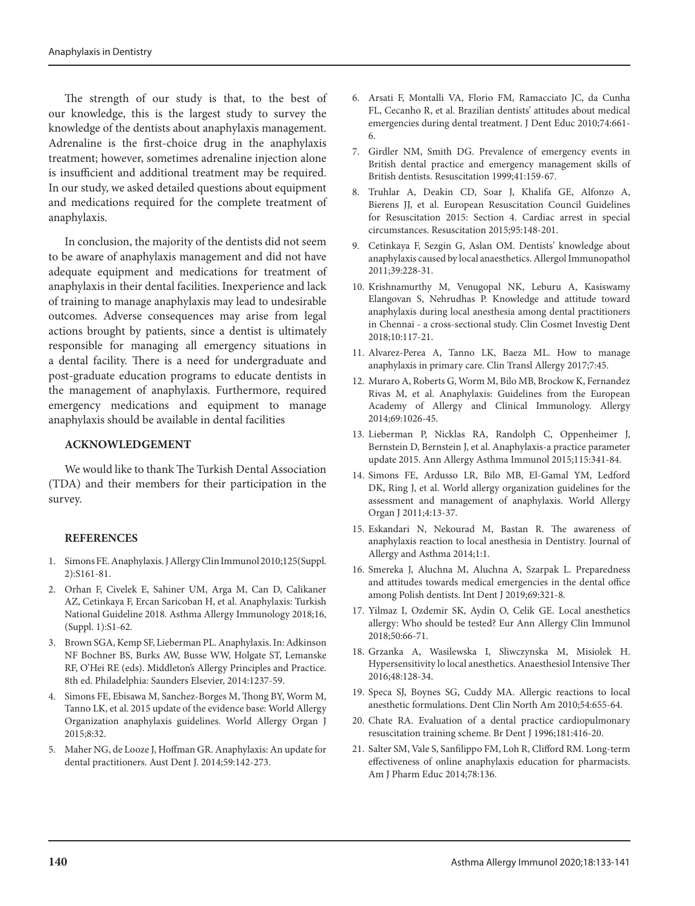The strength of our study is that, to the best of our knowledge, this is the largest study to survey the knowledge of the dentists about anaphylaxis management. Adrenaline is the first-choice drug in the anaphylaxis treatment; however, sometimes adrenaline injection alone is insufficient and additional treatment may be required. In our study, we asked detailed questions about equipment and medications required for the complete treatment of anaphylaxis.

In conclusion, the majority of the dentists did not seem to be aware of anaphylaxis management and did not have adequate equipment and medications for treatment of anaphylaxis in their dental facilities. Inexperience and lack of training to manage anaphylaxis may lead to undesirable outcomes. Adverse consequences may arise from legal actions brought by patients, since a dentist is ultimately responsible for managing all emergency situations in a dental facility. There is a need for undergraduate and post-graduate education programs to educate dentists in the management of anaphylaxis. Furthermore, required emergency medications and equipment to manage anaphylaxis should be available in dental facilities

## ACKNOWLEDGEMENT

We would like to thank The Turkish Dental Association (TDA) and their members for their participation in the survey.

## REFERENCES

1. Simons FE. Anaphylaxis. J Allergy Clin Immunol 2010;125(Suppl. 2):S161-81.
2. Orhan F, Civelek E, Sahiner UM, Arga M, Can D, Calikaner AZ, Cetinkaya F, Ercan Saricoban H, et al. Anaphylaxis: Turkish National Guideline 2018. Asthma Allergy Immunology 2018;16, (Suppl. 1):S1-62.
3. Brown SGA, Kemp SF, Lieberman PL. Anaphylaxis. In: Adkinson NF Bochner BS, Burks AW, Busse WW, Holgate ST, Lemanske RF, O'Hei RE (eds). Middleton's Allergy Principles and Practice. 8th ed. Philadelphia: Saunders Elsevier, 2014:1237-59.
4. Simons FE, Ebisawa M, Sanchez-Borges M, Thong BY, Worm M, Tanno LK, et al. 2015 update of the evidence base: World Allergy Organization anaphylaxis guidelines. World Allergy Organ J 2015;8:32.
5. Maher NG, de Looze J, Hoffman GR. Anaphylaxis: An update for dental practitioners. Aust Dent J. 2014;59:142-273.
6. Arsati F, Montalli VA, Florio FM, Ramacciato JC, da Cunha FL, Cecanho R, et al. Brazilian dentists' attitudes about medical emergencies during dental treatment. J Dent Educ 2010;74:661-6.
7. Girdler NM, Smith DG. Prevalence of emergency events in British dental practice and emergency management skills of British dentists. Resuscitation 1999;41:159-67.
8. Truhlar A, Deakin CD, Soar J, Khalifa GE, Alfonzo A, Bierens JJ, et al. European Resuscitation Council Guidelines for Resuscitation 2015: Section 4. Cardiac arrest in special circumstances. Resuscitation 2015;95:148-201.
9. Cetinkaya F, Sezgin G, Aslan OM. Dentists' knowledge about anaphylaxis caused by local anaesthetics. Allergol Immunopathol 2011;39:228-31.
10. Krishnamurthy M, Venugopal NK, Leburu A, Kasiswamy Elangovan S, Nehrudhas P. Knowledge and attitude toward anaphylaxis during local anesthesia among dental practitioners in Chennai - a cross-sectional study. Clin Cosmet Investig Dent 2018;10:117-21.
11. Alvarez-Perea A, Tanno LK, Baeza ML. How to manage anaphylaxis in primary care. Clin Transl Allergy 2017;7:45.
12. Muraro A, Roberts G, Worm M, Bilo MB, Brockow K, Fernandez Rivas M, et al. Anaphylaxis: Guidelines from the European Academy of Allergy and Clinical Immunology. Allergy 2014;69:1026-45.
13. Lieberman P, Nicklas RA, Randolph C, Oppenheimer J, Bernstein D, Bernstein J, et al. Anaphylaxis-a practice parameter update 2015. Ann Allergy Asthma Immunol 2015;115:341-84.
14. Simons FE, Ardusso LR, Bilo MB, El-Gamal YM, Ledford DK, Ring J, et al. World allergy organization guidelines for the assessment and management of anaphylaxis. World Allergy Organ J 2011;4:13-37.
15. Eskandari N, Nekourad M, Bastan R. The awareness of anaphylaxis reaction to local anesthesia in Dentistry. Journal of Allergy and Asthma 2014;1:1.
16. Smereka J, Aluchna M, Aluchna A, Szarpak L. Preparedness and attitudes towards medical emergencies in the dental office among Polish dentists. Int Dent J 2019;69:321-8.
17. Yilmaz I, Ozdemir SK, Aydin O, Celik GE. Local anesthetics allergy: Who should be tested? Eur Ann Allergy Clin Immunol 2018;50:66-71.
18. Grzanka A, Wasilewska I, Sliwczynska M, Misiolek H. Hypersensitivity lo local anesthetics. Anaesthesiol Intensive Ther 2016;48:128-34.
19. Speca SJ, Boynes SG, Cuddy MA. Allergic reactions to local anesthetic formulations. Dent Clin North Am 2010;54:655-64.
20. Chate RA. Evaluation of a dental practice cardiopulmonary resuscitation training scheme. Br Dent J 1996;181:416-20.
21. Salter SM, Vale S, Sanfilippo FM, Loh R, Clifford RM. Long-term effectiveness of online anaphylaxis education for pharmacists. Am J Pharm Educ 2014;78:136.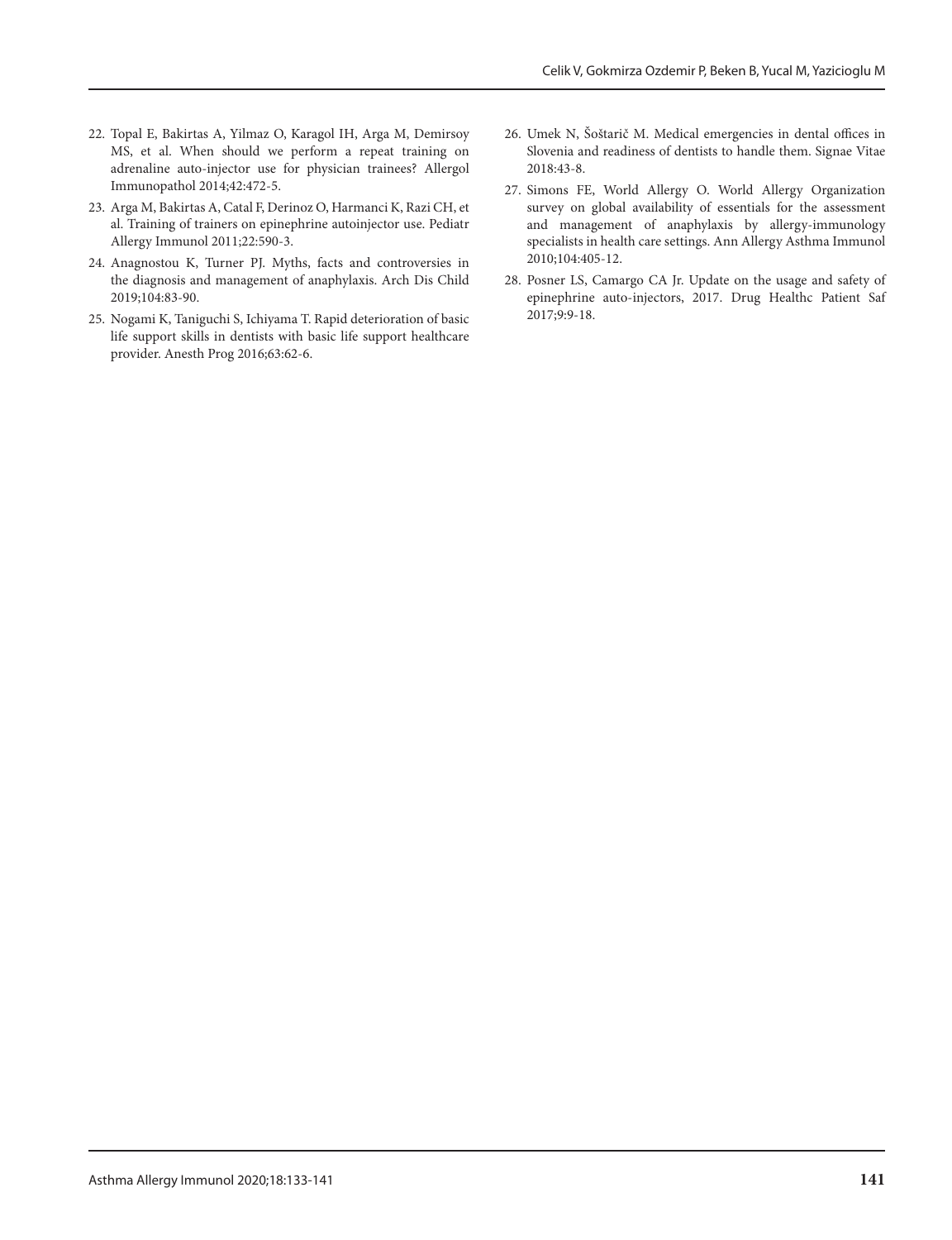22. Topal E, Bakirtas A, Yilmaz O, Karagol IH, Arga M, Demirsoy MS, et al. When should we perform a repeat training on adrenaline auto-injector use for physician trainees? Allergol Immunopathol 2014;42:472-5.
23. Arga M, Bakirtas A, Catal F, Derinoz O, Harmanci K, Razi CH, et al. Training of trainers on epinephrine autoinjector use. Pediatr Allergy Immunol 2011;22:590-3.
24. Anagnostou K, Turner PJ. Myths, facts and controversies in the diagnosis and management of anaphylaxis. Arch Dis Child 2019;104:83-90.
25. Nogami K, Taniguchi S, Ichiyama T. Rapid deterioration of basic life support skills in dentists with basic life support healthcare provider. Anesth Prog 2016;63:62-6.
26. Umek N, Šoštarič M. Medical emergencies in dental offices in Slovenia and readiness of dentists to handle them. Signae Vitae 2018:43-8.
27. Simons FE, World Allergy O. World Allergy Organization survey on global availability of essentials for the assessment and management of anaphylaxis by allergy-immunology specialists in health care settings. Ann Allergy Asthma Immunol 2010;104:405-12.
28. Posner LS, Camargo CA Jr. Update on the usage and safety of epinephrine auto-injectors, 2017. Drug Healthc Patient Saf 2017;9:9-18.